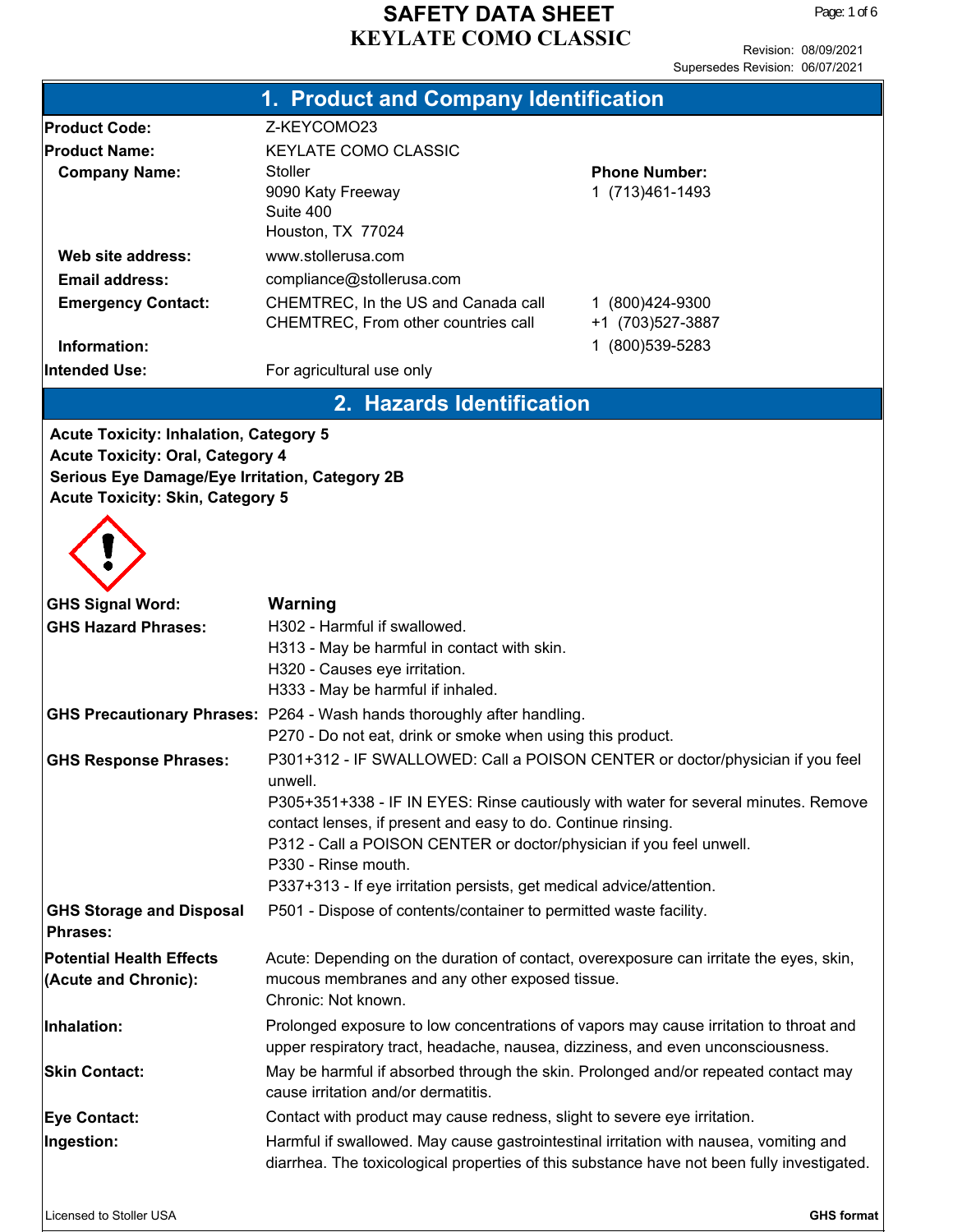# SAFETY DATA SHEET
# KEYLATE COMO CLASSIC

Revision: 08/09/2021
Supersedes Revision: 06/07/2021

## 1. Product and Company Identification

| | | |
|---|---|---|
| **Product Code:** | Z-KEYCOMO23 | |
| **Product Name:** | KEYLATE COMO CLASSIC | |
| **Company Name:** | Stoller<br>9090 Katy Freeway<br>Suite 400<br>Houston, TX 77024 | **Phone Number:**<br>1 (713)461-1493 |
| **Web site address:** | www.stollerusa.com | |
| **Email address:** | compliance@stollerusa.com | |
| **Emergency Contact:** | CHEMTREC, In the US and Canada call<br>CHEMTREC, From other countries call | 1 (800)424-9300<br>+1 (703)527-3887 |
| **Information:** | | 1 (800)539-5283 |
| **Intended Use:** | For agricultural use only | |

## 2. Hazards Identification

**Acute Toxicity: Inhalation, Category 5**
**Acute Toxicity: Oral, Category 4**
**Serious Eye Damage/Eye Irritation, Category 2B**
**Acute Toxicity: Skin, Category 5**

**GHS Signal Word:** **Warning**

**GHS Hazard Phrases:**
H302 - Harmful if swallowed.
H313 - May be harmful in contact with skin.
H320 - Causes eye irritation.
H333 - May be harmful if inhaled.

**GHS Precautionary Phrases:**
P264 - Wash hands thoroughly after handling.
P270 - Do not eat, drink or smoke when using this product.

**GHS Response Phrases:**
P301+312 - IF SWALLOWED: Call a POISON CENTER or doctor/physician if you feel unwell.
P305+351+338 - IF IN EYES: Rinse cautiously with water for several minutes. Remove contact lenses, if present and easy to do. Continue rinsing.
P312 - Call a POISON CENTER or doctor/physician if you feel unwell.
P330 - Rinse mouth.
P337+313 - If eye irritation persists, get medical advice/attention.

**GHS Storage and Disposal Phrases:**
P501 - Dispose of contents/container to permitted waste facility.

**Potential Health Effects (Acute and Chronic):**
Acute: Depending on the duration of contact, overexposure can irritate the eyes, skin, mucous membranes and any other exposed tissue.
Chronic: Not known.

**Inhalation:** Prolonged exposure to low concentrations of vapors may cause irritation to throat and upper respiratory tract, headache, nausea, dizziness, and even unconsciousness.

**Skin Contact:** May be harmful if absorbed through the skin. Prolonged and/or repeated contact may cause irritation and/or dermatitis.

**Eye Contact:** Contact with product may cause redness, slight to severe eye irritation.

**Ingestion:** Harmful if swallowed. May cause gastrointestinal irritation with nausea, vomiting and diarrhea. The toxicological properties of this substance have not been fully investigated.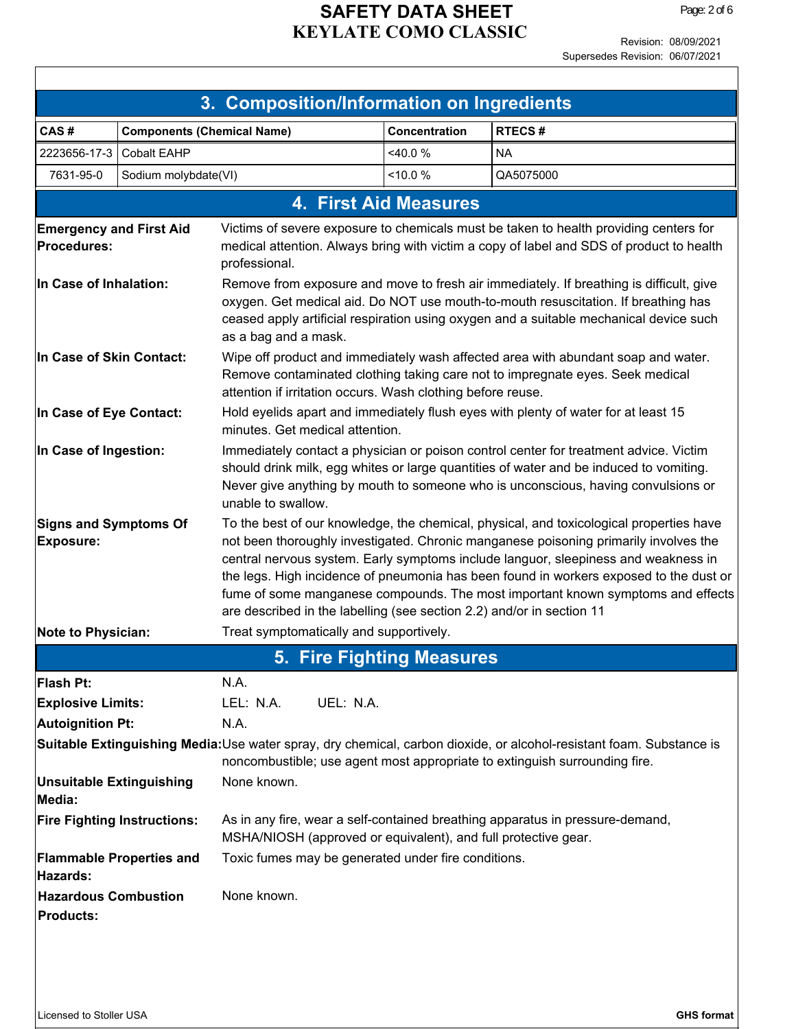## 3. Composition/Information on Ingredients

| CAS # | Components (Chemical Name) | Concentration | RTECS # |
|---|---|---|---|
| 2223656-17-3 | Cobalt EAHP | <40.0 % | NA |
| 7631-95-0 | Sodium molybdate(VI) | <10.0 % | QA5075000 |

## 4. First Aid Measures

**Emergency and First Aid Procedures:** Victims of severe exposure to chemicals must be taken to health providing centers for medical attention. Always bring with victim a copy of label and SDS of product to health professional.

**In Case of Inhalation:** Remove from exposure and move to fresh air immediately. If breathing is difficult, give oxygen. Get medical aid. Do NOT use mouth-to-mouth resuscitation. If breathing has ceased apply artificial respiration using oxygen and a suitable mechanical device such as a bag and a mask.

**In Case of Skin Contact:** Wipe off product and immediately wash affected area with abundant soap and water. Remove contaminated clothing taking care not to impregnate eyes. Seek medical attention if irritation occurs. Wash clothing before reuse.

**In Case of Eye Contact:** Hold eyelids apart and immediately flush eyes with plenty of water for at least 15 minutes. Get medical attention.

**In Case of Ingestion:** Immediately contact a physician or poison control center for treatment advice. Victim should drink milk, egg whites or large quantities of water and be induced to vomiting. Never give anything by mouth to someone who is unconscious, having convulsions or unable to swallow.

**Signs and Symptoms Of Exposure:** To the best of our knowledge, the chemical, physical, and toxicological properties have not been thoroughly investigated. Chronic manganese poisoning primarily involves the central nervous system. Early symptoms include languor, sleepiness and weakness in the legs. High incidence of pneumonia has been found in workers exposed to the dust or fume of some manganese compounds. The most important known symptoms and effects are described in the labelling (see section 2.2) and/or in section 11

**Note to Physician:** Treat symptomatically and supportively.

## 5. Fire Fighting Measures

**Flash Pt:** N.A.

**Explosive Limits:** LEL: N.A. UEL: N.A.

**Autoignition Pt:** N.A.

**Suitable Extinguishing Media:** Use water spray, dry chemical, carbon dioxide, or alcohol-resistant foam. Substance is noncombustible; use agent most appropriate to extinguish surrounding fire.

**Unsuitable Extinguishing Media:** None known.

**Fire Fighting Instructions:** As in any fire, wear a self-contained breathing apparatus in pressure-demand, MSHA/NIOSH (approved or equivalent), and full protective gear.

**Flammable Properties and Hazards:** Toxic fumes may be generated under fire conditions.

**Hazardous Combustion Products:** None known.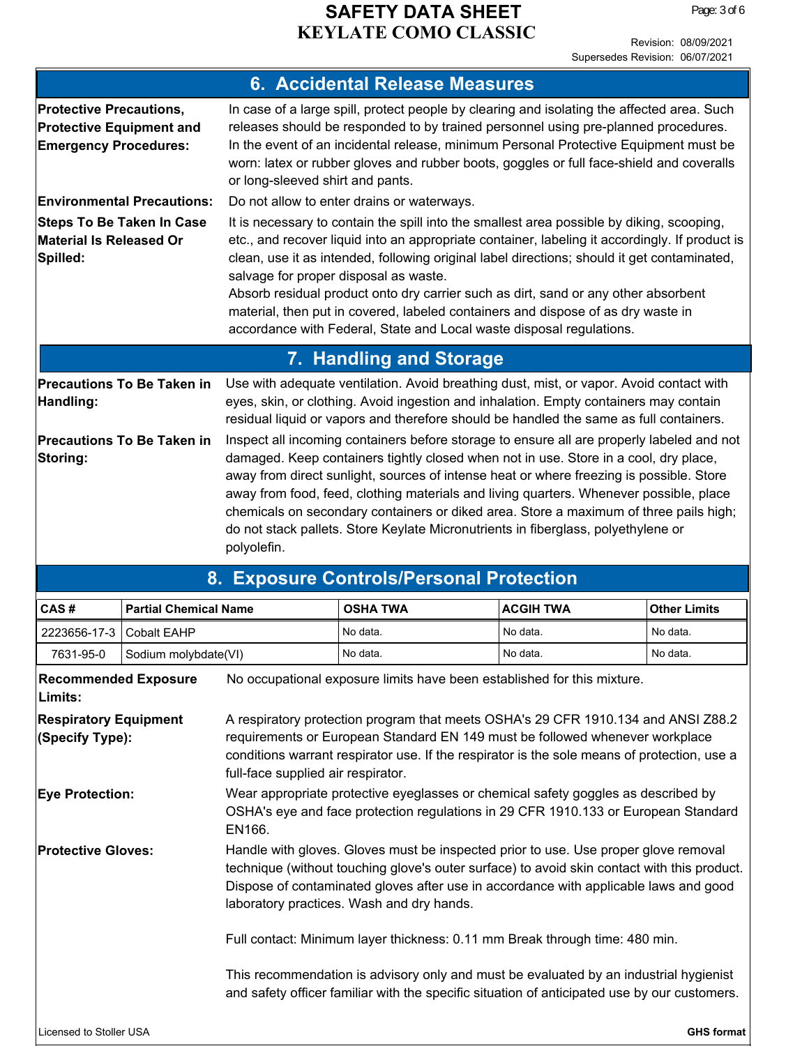## 6. Accidental Release Measures

**Protective Precautions, Protective Equipment and Emergency Procedures:** In case of a large spill, protect people by clearing and isolating the affected area. Such releases should be responded to by trained personnel using pre-planned procedures. In the event of an incidental release, minimum Personal Protective Equipment must be worn: latex or rubber gloves and rubber boots, goggles or full face-shield and coveralls or long-sleeved shirt and pants.

**Environmental Precautions:** Do not allow to enter drains or waterways.

**Steps To Be Taken In Case Material Is Released Or Spilled:** It is necessary to contain the spill into the smallest area possible by diking, scooping, etc., and recover liquid into an appropriate container, labeling it accordingly. If product is clean, use it as intended, following original label directions; should it get contaminated, salvage for proper disposal as waste.
Absorb residual product onto dry carrier such as dirt, sand or any other absorbent material, then put in covered, labeled containers and dispose of as dry waste in accordance with Federal, State and Local waste disposal regulations.

## 7. Handling and Storage

**Precautions To Be Taken in Handling:** Use with adequate ventilation. Avoid breathing dust, mist, or vapor. Avoid contact with eyes, skin, or clothing. Avoid ingestion and inhalation. Empty containers may contain residual liquid or vapors and therefore should be handled the same as full containers.

**Precautions To Be Taken in Storing:** Inspect all incoming containers before storage to ensure all are properly labeled and not damaged. Keep containers tightly closed when not in use. Store in a cool, dry place, away from direct sunlight, sources of intense heat or where freezing is possible. Store away from food, feed, clothing materials and living quarters. Whenever possible, place chemicals on secondary containers or diked area. Store a maximum of three pails high; do not stack pallets. Store Keylate Micronutrients in fiberglass, polyethylene or polyolefin.

## 8. Exposure Controls/Personal Protection

| CAS # | Partial Chemical Name | OSHA TWA | ACGIH TWA | Other Limits |
|---|---|---|---|---|
| 2223656-17-3 | Cobalt EAHP | No data. | No data. | No data. |
| 7631-95-0 | Sodium molybdate(VI) | No data. | No data. | No data. |

**Recommended Exposure Limits:** No occupational exposure limits have been established for this mixture.

**Respiratory Equipment (Specify Type):** A respiratory protection program that meets OSHA's 29 CFR 1910.134 and ANSI Z88.2 requirements or European Standard EN 149 must be followed whenever workplace conditions warrant respirator use. If the respirator is the sole means of protection, use a full-face supplied air respirator.

**Eye Protection:** Wear appropriate protective eyeglasses or chemical safety goggles as described by OSHA's eye and face protection regulations in 29 CFR 1910.133 or European Standard EN166.

**Protective Gloves:** Handle with gloves. Gloves must be inspected prior to use. Use proper glove removal technique (without touching glove's outer surface) to avoid skin contact with this product. Dispose of contaminated gloves after use in accordance with applicable laws and good laboratory practices. Wash and dry hands.

Full contact: Minimum layer thickness: 0.11 mm Break through time: 480 min.

This recommendation is advisory only and must be evaluated by an industrial hygienist and safety officer familiar with the specific situation of anticipated use by our customers.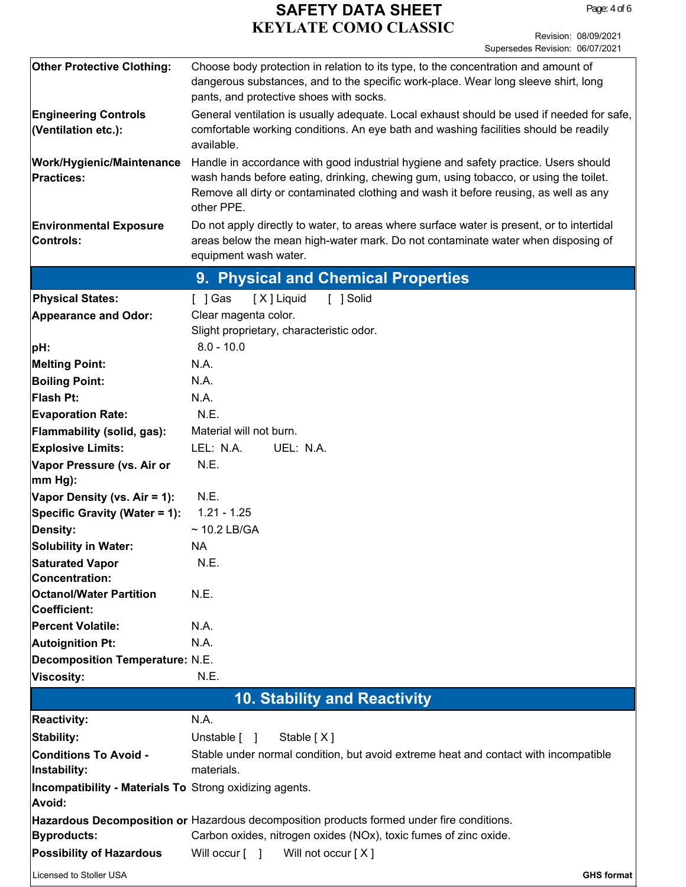| | |
|---|---|
| **Other Protective Clothing:** | Choose body protection in relation to its type, to the concentration and amount of dangerous substances, and to the specific work-place. Wear long sleeve shirt, long pants, and protective shoes with socks. |
| **Engineering Controls (Ventilation etc.):** | General ventilation is usually adequate. Local exhaust should be used if needed for safe, comfortable working conditions. An eye bath and washing facilities should be readily available. |
| **Work/Hygienic/Maintenance Practices:** | Handle in accordance with good industrial hygiene and safety practice. Users should wash hands before eating, drinking, chewing gum, using tobacco, or using the toilet. Remove all dirty or contaminated clothing and wash it before reusing, as well as any other PPE. |
| **Environmental Exposure Controls:** | Do not apply directly to water, to areas where surface water is present, or to intertidal areas below the mean high-water mark. Do not contaminate water when disposing of equipment wash water. |

## 9. Physical and Chemical Properties

| | |
|---|---|
| **Physical States:** | [ ] Gas [ X ] Liquid [ ] Solid |
| **Appearance and Odor:** | Clear magenta color.<br>Slight proprietary, characteristic odor. |
| **pH:** | 8.0 - 10.0 |
| **Melting Point:** | N.A. |
| **Boiling Point:** | N.A. |
| **Flash Pt:** | N.A. |
| **Evaporation Rate:** | N.E. |
| **Flammability (solid, gas):** | Material will not burn. |
| **Explosive Limits:** | LEL: N.A. UEL: N.A. |
| **Vapor Pressure (vs. Air or mm Hg):** | N.E. |
| **Vapor Density (vs. Air = 1):** | N.E. |
| **Specific Gravity (Water = 1):** | 1.21 - 1.25 |
| **Density:** | ~ 10.2 LB/GA |
| **Solubility in Water:** | NA |
| **Saturated Vapor Concentration:** | N.E. |
| **Octanol/Water Partition Coefficient:** | N.E. |
| **Percent Volatile:** | N.A. |
| **Autoignition Pt:** | N.A. |
| **Decomposition Temperature:** | N.E. |
| **Viscosity:** | N.E. |

## 10. Stability and Reactivity

| | |
|---|---|
| **Reactivity:** | N.A. |
| **Stability:** | Unstable [ ] Stable [ X ] |
| **Conditions To Avoid - Instability:** | Stable under normal condition, but avoid extreme heat and contact with incompatible materials. |
| **Incompatibility - Materials To Avoid:** | Strong oxidizing agents. |
| **Hazardous Decomposition or Byproducts:** | Hazardous decomposition products formed under fire conditions.<br>Carbon oxides, nitrogen oxides (NOx), toxic fumes of zinc oxide. |
| **Possibility of Hazardous** | Will occur [ ] Will not occur [ X ] |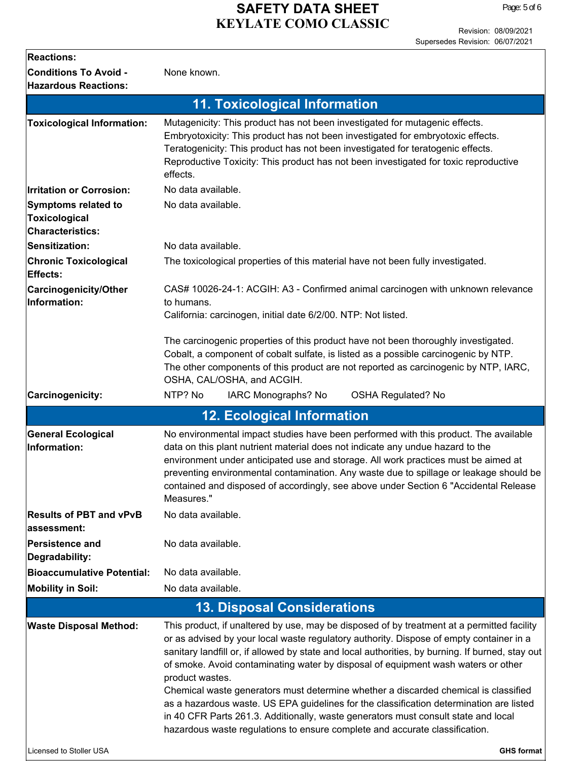| | |
|---|---|
| **Reactions:** | |
| **Conditions To Avoid - Hazardous Reactions:** | None known. |

## 11. Toxicological Information

| | |
|---|---|
| **Toxicological Information:** | Mutagenicity: This product has not been investigated for mutagenic effects. Embryotoxicity: This product has not been investigated for embryotoxic effects. Teratogenicity: This product has not been investigated for teratogenic effects. Reproductive Toxicity: This product has not been investigated for toxic reproductive effects. |
| **Irritation or Corrosion:** | No data available. |
| **Symptoms related to Toxicological Characteristics:** | No data available. |
| **Sensitization:** | No data available. |
| **Chronic Toxicological Effects:** | The toxicological properties of this material have not been fully investigated. |
| **Carcinogenicity/Other Information:** | CAS# 10026-24-1: ACGIH: A3 - Confirmed animal carcinogen with unknown relevance to humans.<br>California: carcinogen, initial date 6/2/00. NTP: Not listed.<br><br>The carcinogenic properties of this product have not been thoroughly investigated. Cobalt, a component of cobalt sulfate, is listed as a possible carcinogenic by NTP. The other components of this product are not reported as carcinogenic by NTP, IARC, OSHA, CAL/OSHA, and ACGIH. |
| **Carcinogenicity:** | NTP? No &nbsp;&nbsp; IARC Monographs? No &nbsp;&nbsp; OSHA Regulated? No |

## 12. Ecological Information

| | |
|---|---|
| **General Ecological Information:** | No environmental impact studies have been performed with this product. The available data on this plant nutrient material does not indicate any undue hazard to the environment under anticipated use and storage. All work practices must be aimed at preventing environmental contamination. Any waste due to spillage or leakage should be contained and disposed of accordingly, see above under Section 6 "Accidental Release Measures." |
| **Results of PBT and vPvB assessment:** | No data available. |
| **Persistence and Degradability:** | No data available. |
| **Bioaccumulative Potential:** | No data available. |
| **Mobility in Soil:** | No data available. |

## 13. Disposal Considerations

| | |
|---|---|
| **Waste Disposal Method:** | This product, if unaltered by use, may be disposed of by treatment at a permitted facility or as advised by your local waste regulatory authority. Dispose of empty container in a sanitary landfill or, if allowed by state and local authorities, by burning. If burned, stay out of smoke. Avoid contaminating water by disposal of equipment wash waters or other product wastes.<br>Chemical waste generators must determine whether a discarded chemical is classified as a hazardous waste. US EPA guidelines for the classification determination are listed in 40 CFR Parts 261.3. Additionally, waste generators must consult state and local hazardous waste regulations to ensure complete and accurate classification. |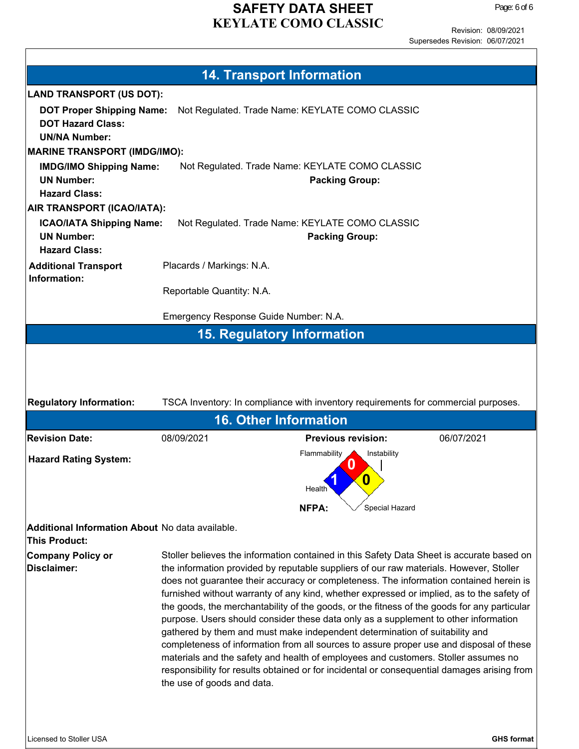## 14. Transport Information

**LAND TRANSPORT (US DOT):**

**DOT Proper Shipping Name:** Not Regulated. Trade Name: KEYLATE COMO CLASSIC
**DOT Hazard Class:**
**UN/NA Number:**

**MARINE TRANSPORT (IMDG/IMO):**

**IMDG/IMO Shipping Name:** Not Regulated. Trade Name: KEYLATE COMO CLASSIC
**UN Number:** **Packing Group:**
**Hazard Class:**

**AIR TRANSPORT (ICAO/IATA):**

**ICAO/IATA Shipping Name:** Not Regulated. Trade Name: KEYLATE COMO CLASSIC
**UN Number:** **Packing Group:**
**Hazard Class:**

**Additional Transport Information:**

Placards / Markings: N.A.

Reportable Quantity: N.A.

Emergency Response Guide Number: N.A.

## 15. Regulatory Information

**Regulatory Information:** TSCA Inventory: In compliance with inventory requirements for commercial purposes.

## 16. Other Information

**Revision Date:** 08/09/2021 **Previous revision:** 06/07/2021

**Hazard Rating System:**

Flammability 0
Instability 0
Health 1
Special Hazard
NFPA:

**Additional Information About This Product:** No data available.

**Company Policy or Disclaimer:** Stoller believes the information contained in this Safety Data Sheet is accurate based on the information provided by reputable suppliers of our raw materials. However, Stoller does not guarantee their accuracy or completeness. The information contained herein is furnished without warranty of any kind, whether expressed or implied, as to the safety of the goods, the merchantability of the goods, or the fitness of the goods for any particular purpose. Users should consider these data only as a supplement to other information gathered by them and must make independent determination of suitability and completeness of information from all sources to assure proper use and disposal of these materials and the safety and health of employees and customers. Stoller assumes no responsibility for results obtained or for incidental or consequential damages arising from the use of goods and data.